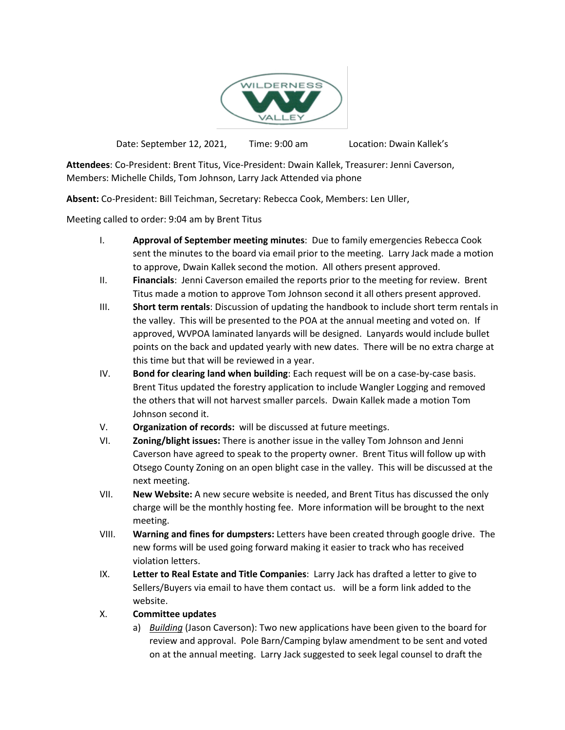Date: September 12, 2021, Time: 9:00 am Location: Dwain Kallek's

**Attendees**: Co-President: Brent Titus, Vice-President: Dwain Kallek, Treasurer: Jenni Caverson, Members: Michelle Childs, Tom Johnson, Larry Jack Attended via phone

**Absent:** Co-President: Bill Teichman, Secretary: Rebecca Cook, Members: Len Uller,

Meeting called to order: 9:04 am by Brent Titus

I. **Approval of September meeting minutes**: Due to family emergencies Rebecca Cook sent the minutes to the board via email prior to the meeting. Larry Jack made a motion to approve, Dwain Kallek second the motion. All others present approved.

II. **Financials**: Jenni Caverson emailed the reports prior to the meeting for review. Brent Titus made a motion to approve Tom Johnson second it all others present approved.

III. **Short term rentals**: Discussion of updating the handbook to include short term rentals in the valley. This will be presented to the POA at the annual meeting and voted on. If approved, WVPOA laminated lanyards will be designed. Lanyards would include bullet points on the back and updated yearly with new dates. There will be no extra charge at this time but that will be reviewed in a year.

IV. **Bond for clearing land when building**: Each request will be on a case-by-case basis. Brent Titus updated the forestry application to include Wangler Logging and removed the others that will not harvest smaller parcels. Dwain Kallek made a motion Tom Johnson second it.

V. **Organization of records:** will be discussed at future meetings.

VI. **Zoning/blight issues:** There is another issue in the valley Tom Johnson and Jenni Caverson have agreed to speak to the property owner. Brent Titus will follow up with Otsego County Zoning on an open blight case in the valley. This will be discussed at the next meeting.

VII. **New Website:** A new secure website is needed, and Brent Titus has discussed the only charge will be the monthly hosting fee. More information will be brought to the next meeting.

VIII. **Warning and fines for dumpsters:** Letters have been created through google drive. The new forms will be used going forward making it easier to track who has received violation letters.

IX. **Letter to Real Estate and Title Companies**: Larry Jack has drafted a letter to give to Sellers/Buyers via email to have them contact us. will be a form link added to the website.

X. **Committee updates**

a) *Building* (Jason Caverson): Two new applications have been given to the board for review and approval. Pole Barn/Camping bylaw amendment to be sent and voted on at the annual meeting. Larry Jack suggested to seek legal counsel to draft the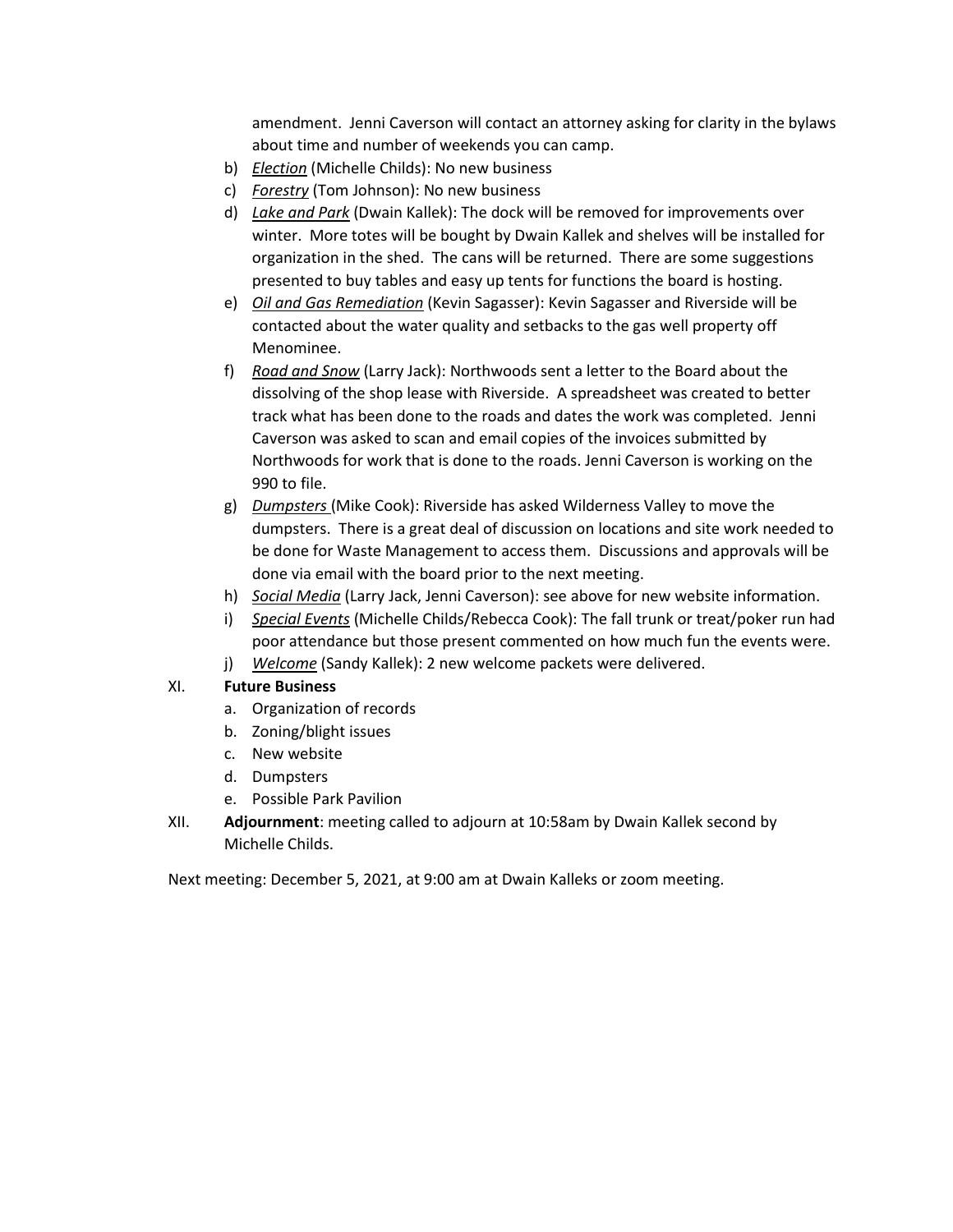amendment. Jenni Caverson will contact an attorney asking for clarity in the bylaws about time and number of weekends you can camp.

b) *Election* (Michelle Childs): No new business
c) *Forestry* (Tom Johnson): No new business
d) *Lake and Park* (Dwain Kallek): The dock will be removed for improvements over winter. More totes will be bought by Dwain Kallek and shelves will be installed for organization in the shed. The cans will be returned. There are some suggestions presented to buy tables and easy up tents for functions the board is hosting.
e) *Oil and Gas Remediation* (Kevin Sagasser): Kevin Sagasser and Riverside will be contacted about the water quality and setbacks to the gas well property off Menominee.
f) *Road and Snow* (Larry Jack): Northwoods sent a letter to the Board about the dissolving of the shop lease with Riverside. A spreadsheet was created to better track what has been done to the roads and dates the work was completed. Jenni Caverson was asked to scan and email copies of the invoices submitted by Northwoods for work that is done to the roads. Jenni Caverson is working on the 990 to file.
g) *Dumpsters* (Mike Cook): Riverside has asked Wilderness Valley to move the dumpsters. There is a great deal of discussion on locations and site work needed to be done for Waste Management to access them. Discussions and approvals will be done via email with the board prior to the next meeting.
h) *Social Media* (Larry Jack, Jenni Caverson): see above for new website information.
i) *Special Events* (Michelle Childs/Rebecca Cook): The fall trunk or treat/poker run had poor attendance but those present commented on how much fun the events were.
j) *Welcome* (Sandy Kallek): 2 new welcome packets were delivered.

XI. **Future Business**

a. Organization of records
b. Zoning/blight issues
c. New website
d. Dumpsters
e. Possible Park Pavilion

XII. **Adjournment**: meeting called to adjourn at 10:58am by Dwain Kallek second by Michelle Childs.

Next meeting: December 5, 2021, at 9:00 am at Dwain Kalleks or zoom meeting.